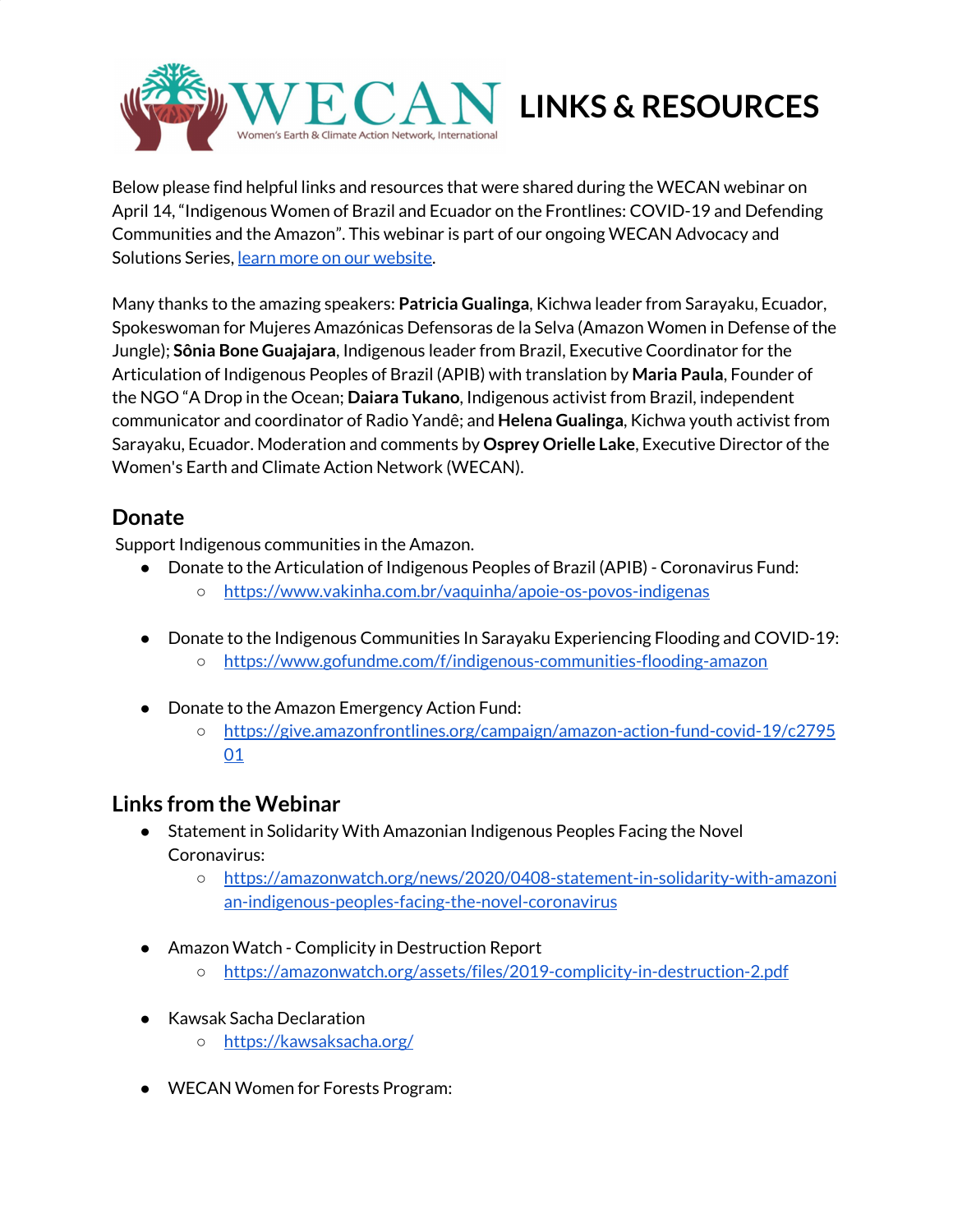# WECAN LINKS & RESOURCES

Women's Earth & Climate Action Network, International

Below please find helpful links and resources that were shared during the WECAN webinar on April 14, "Indigenous Women of Brazil and Ecuador on the Frontlines: COVID-19 and Defending Communities and the Amazon". This webinar is part of our ongoing WECAN Advocacy and Solutions Series, [learn more on our website](learn more on our website).

Many thanks to the amazing speakers: **Patricia Gualinga**, Kichwa leader from Sarayaku, Ecuador, Spokeswoman for Mujeres Amazónicas Defensoras de la Selva (Amazon Women in Defense of the Jungle); **Sônia Bone Guajajara**, Indigenous leader from Brazil, Executive Coordinator for the Articulation of Indigenous Peoples of Brazil (APIB) with translation by **Maria Paula**, Founder of the NGO "A Drop in the Ocean; **Daiara Tukano**, Indigenous activist from Brazil, independent communicator and coordinator of Radio Yandê; and **Helena Gualinga**, Kichwa youth activist from Sarayaku, Ecuador. Moderation and comments by **Osprey Orielle Lake**, Executive Director of the Women's Earth and Climate Action Network (WECAN).

## Donate

Support Indigenous communities in the Amazon.

- Donate to the Articulation of Indigenous Peoples of Brazil (APIB) - Coronavirus Fund:
  - https://www.vakinha.com.br/vaquinha/apoie-os-povos-indigenas

- Donate to the Indigenous Communities In Sarayaku Experiencing Flooding and COVID-19:
  - https://www.gofundme.com/f/indigenous-communities-flooding-amazon

- Donate to the Amazon Emergency Action Fund:
  - https://give.amazonfrontlines.org/campaign/amazon-action-fund-covid-19/c279501

## Links from the Webinar

- Statement in Solidarity With Amazonian Indigenous Peoples Facing the Novel Coronavirus:
  - https://amazonwatch.org/news/2020/0408-statement-in-solidarity-with-amazonian-indigenous-peoples-facing-the-novel-coronavirus

- Amazon Watch - Complicity in Destruction Report
  - https://amazonwatch.org/assets/files/2019-complicity-in-destruction-2.pdf

- Kawsak Sacha Declaration
  - https://kawsaksacha.org/

- WECAN Women for Forests Program: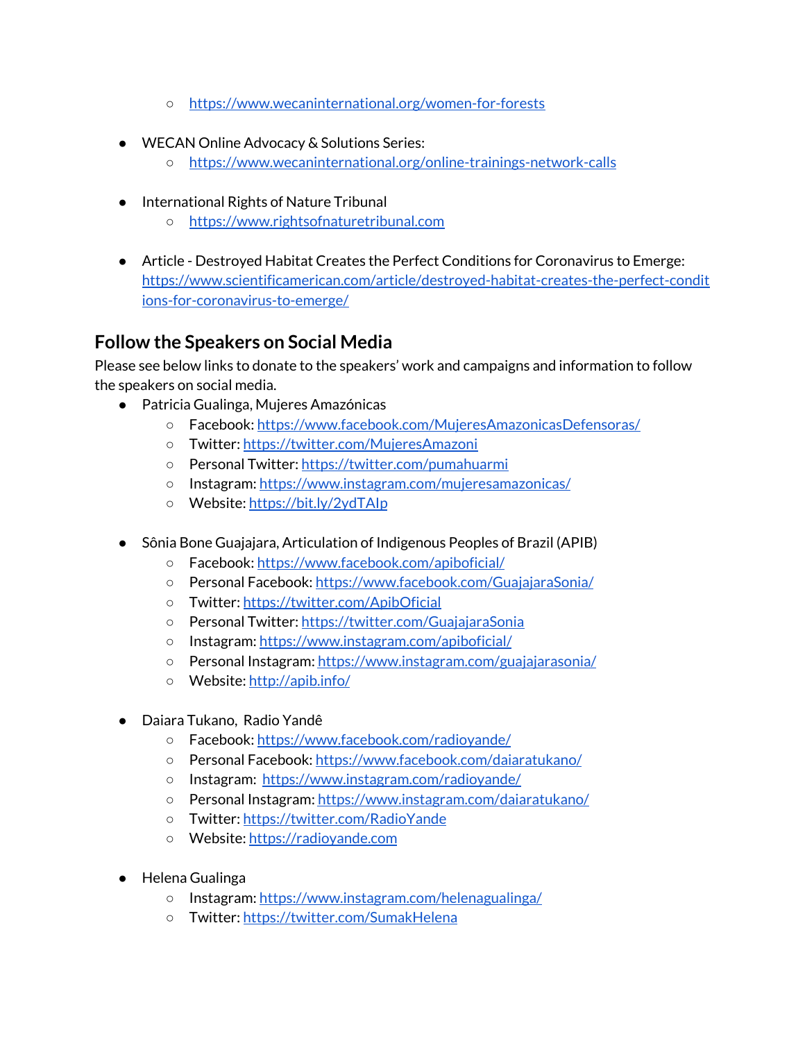- https://www.wecaninternational.org/women-for-forests

- WECAN Online Advocacy & Solutions Series:
    - https://www.wecaninternational.org/online-trainings-network-calls

- International Rights of Nature Tribunal
    - https://www.rightsofnaturetribunal.com

- Article - Destroyed Habitat Creates the Perfect Conditions for Coronavirus to Emerge: https://www.scientificamerican.com/article/destroyed-habitat-creates-the-perfect-conditions-for-coronavirus-to-emerge/

## Follow the Speakers on Social Media

Please see below links to donate to the speakers' work and campaigns and information to follow the speakers on social media.

- Patricia Gualinga, Mujeres Amazónicas
    - Facebook: https://www.facebook.com/MujeresAmazonicasDefensoras/
    - Twitter: https://twitter.com/MujeresAmazoni
    - Personal Twitter: https://twitter.com/pumahuarmi
    - Instagram: https://www.instagram.com/mujeresamazonicas/
    - Website: https://bit.ly/2ydTAIp

- Sônia Bone Guajajara, Articulation of Indigenous Peoples of Brazil (APIB)
    - Facebook: https://www.facebook.com/apiboficial/
    - Personal Facebook: https://www.facebook.com/GuajajaraSonia/
    - Twitter: https://twitter.com/ApibOficial
    - Personal Twitter: https://twitter.com/GuajajaraSonia
    - Instagram: https://www.instagram.com/apiboficial/
    - Personal Instagram: https://www.instagram.com/guajajarasonia/
    - Website: http://apib.info/

- Daiara Tukano, Radio Yandê
    - Facebook: https://www.facebook.com/radioyande/
    - Personal Facebook: https://www.facebook.com/daiaratukano/
    - Instagram: https://www.instagram.com/radioyande/
    - Personal Instagram: https://www.instagram.com/daiaratukano/
    - Twitter: https://twitter.com/RadioYande
    - Website: https://radioyande.com

- Helena Gualinga
    - Instagram: https://www.instagram.com/helenagualinga/
    - Twitter: https://twitter.com/SumakHelena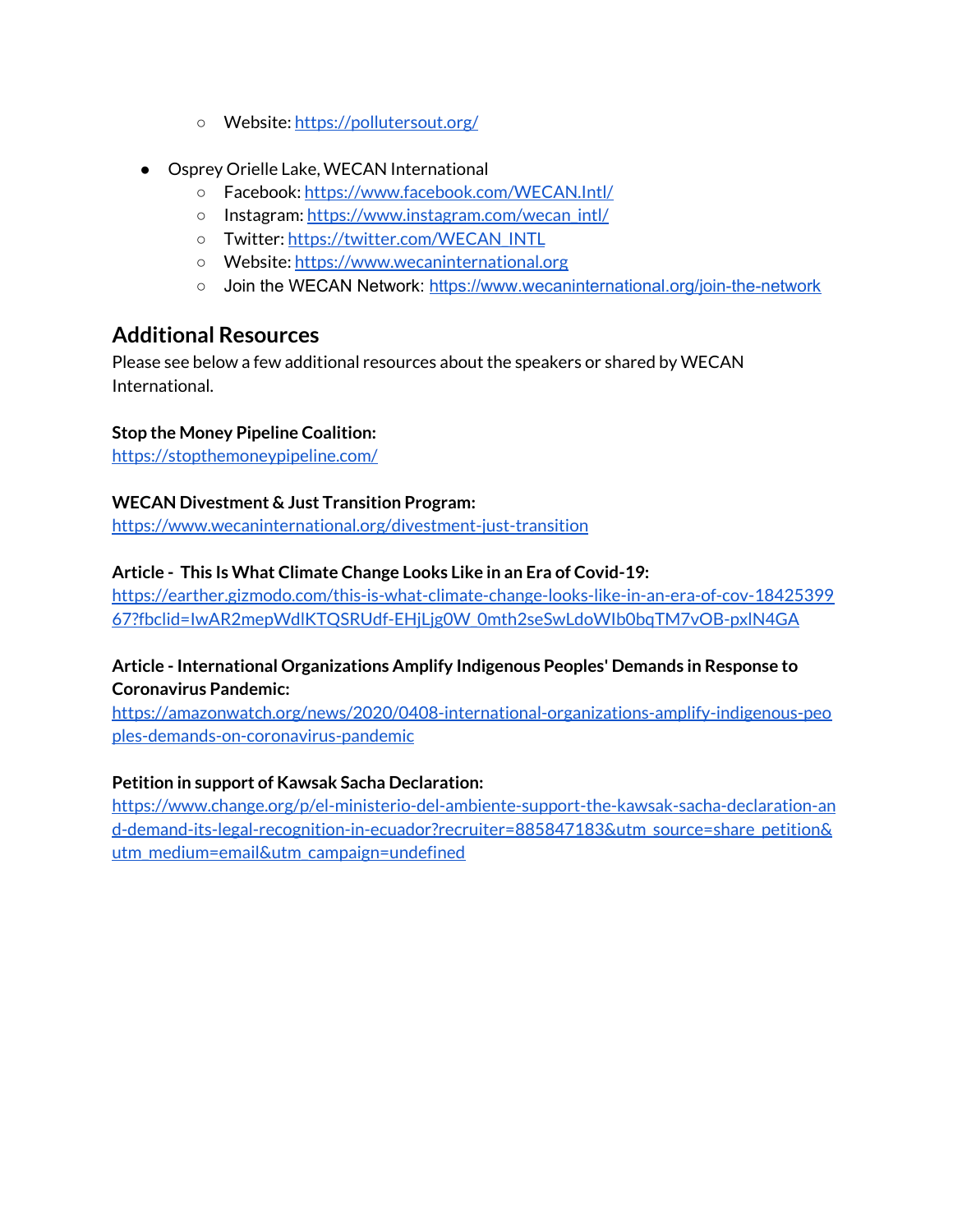- Website: https://pollutersout.org/

- Osprey Orielle Lake, WECAN International
  - Facebook: https://www.facebook.com/WECAN.Intl/
  - Instagram: https://www.instagram.com/wecan_intl/
  - Twitter: https://twitter.com/WECAN_INTL
  - Website: https://www.wecaninternational.org
  - Join the WECAN Network: https://www.wecaninternational.org/join-the-network

## Additional Resources

Please see below a few additional resources about the speakers or shared by WECAN International.

**Stop the Money Pipeline Coalition:**
https://stopthemoneypipeline.com/

**WECAN Divestment & Just Transition Program:**
https://www.wecaninternational.org/divestment-just-transition

**Article - This Is What Climate Change Looks Like in an Era of Covid-19:**
https://earther.gizmodo.com/this-is-what-climate-change-looks-like-in-an-era-of-cov-1842539967?fbclid=IwAR2mepWdlKTQSRUdf-EHjLjg0W_0mth2seSwLdoWIb0bqTM7vOB-pxIN4GA

**Article - International Organizations Amplify Indigenous Peoples' Demands in Response to Coronavirus Pandemic:**
https://amazonwatch.org/news/2020/0408-international-organizations-amplify-indigenous-peoples-demands-on-coronavirus-pandemic

**Petition in support of Kawsak Sacha Declaration:**
https://www.change.org/p/el-ministerio-del-ambiente-support-the-kawsak-sacha-declaration-and-demand-its-legal-recognition-in-ecuador?recruiter=885847183&utm_source=share_petition&utm_medium=email&utm_campaign=undefined